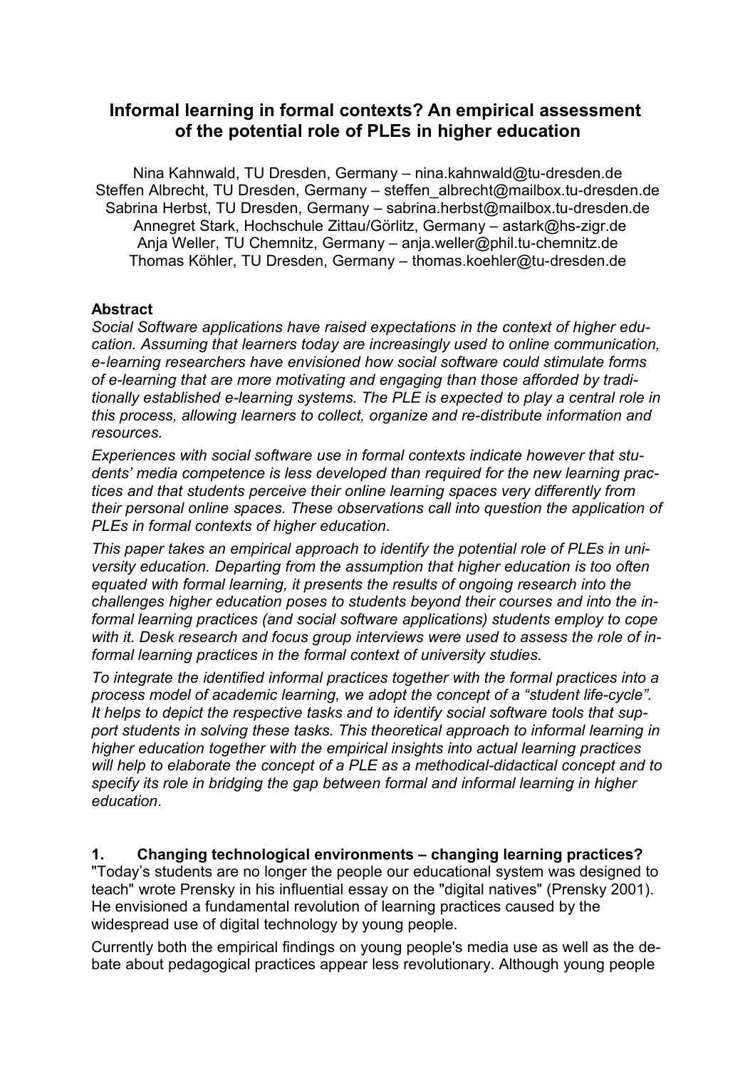# Informal learning in formal contexts? An empirical assessment of the potential role of PLEs in higher education

Nina Kahnwald, TU Dresden, Germany – nina.kahnwald@tu-dresden.de
Steffen Albrecht, TU Dresden, Germany – steffen_albrecht@mailbox.tu-dresden.de
Sabrina Herbst, TU Dresden, Germany – sabrina.herbst@mailbox.tu-dresden.de
Annegret Stark, Hochschule Zittau/Görlitz, Germany – astark@hs-zigr.de
Anja Weller, TU Chemnitz, Germany – anja.weller@phil.tu-chemnitz.de
Thomas Köhler, TU Dresden, Germany – thomas.koehler@tu-dresden.de

**Abstract**

*Social Software applications have raised expectations in the context of higher education. Assuming that learners today are increasingly used to online communication, e-learning researchers have envisioned how social software could stimulate forms of e-learning that are more motivating and engaging than those afforded by traditionally established e-learning systems. The PLE is expected to play a central role in this process, allowing learners to collect, organize and re-distribute information and resources.*

*Experiences with social software use in formal contexts indicate however that students' media competence is less developed than required for the new learning practices and that students perceive their online learning spaces very differently from their personal online spaces. These observations call into question the application of PLEs in formal contexts of higher education.*

*This paper takes an empirical approach to identify the potential role of PLEs in university education. Departing from the assumption that higher education is too often equated with formal learning, it presents the results of ongoing research into the challenges higher education poses to students beyond their courses and into the informal learning practices (and social software applications) students employ to cope with it. Desk research and focus group interviews were used to assess the role of informal learning practices in the formal context of university studies.*

*To integrate the identified informal practices together with the formal practices into a process model of academic learning, we adopt the concept of a "student life-cycle". It helps to depict the respective tasks and to identify social software tools that support students in solving these tasks. This theoretical approach to informal learning in higher education together with the empirical insights into actual learning practices will help to elaborate the concept of a PLE as a methodical-didactical concept and to specify its role in bridging the gap between formal and informal learning in higher education.*

## 1. Changing technological environments – changing learning practices?

"Today's students are no longer the people our educational system was designed to teach" wrote Prensky in his influential essay on the "digital natives" (Prensky 2001). He envisioned a fundamental revolution of learning practices caused by the widespread use of digital technology by young people.

Currently both the empirical findings on young people's media use as well as the debate about pedagogical practices appear less revolutionary. Although young people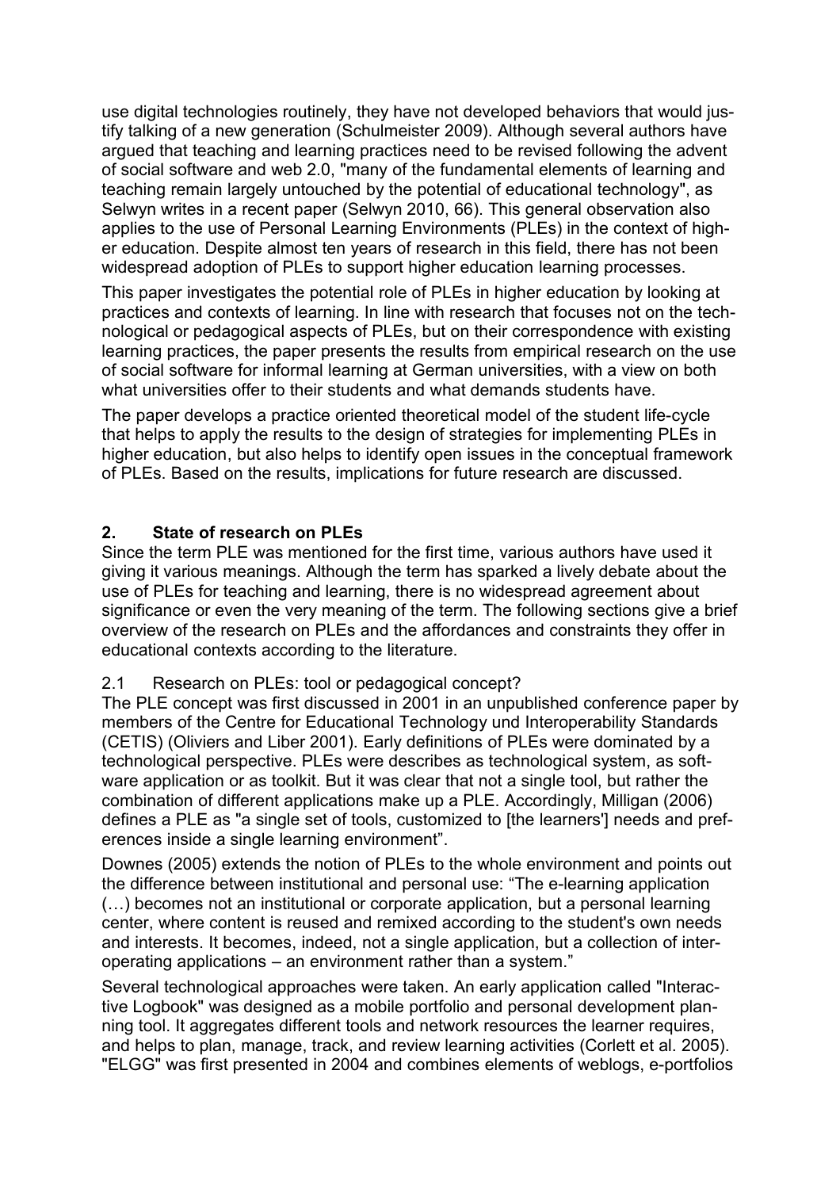use digital technologies routinely, they have not developed behaviors that would justify talking of a new generation (Schulmeister 2009). Although several authors have argued that teaching and learning practices need to be revised following the advent of social software and web 2.0, "many of the fundamental elements of learning and teaching remain largely untouched by the potential of educational technology", as Selwyn writes in a recent paper (Selwyn 2010, 66). This general observation also applies to the use of Personal Learning Environments (PLEs) in the context of higher education. Despite almost ten years of research in this field, there has not been widespread adoption of PLEs to support higher education learning processes.

This paper investigates the potential role of PLEs in higher education by looking at practices and contexts of learning. In line with research that focuses not on the technological or pedagogical aspects of PLEs, but on their correspondence with existing learning practices, the paper presents the results from empirical research on the use of social software for informal learning at German universities, with a view on both what universities offer to their students and what demands students have.

The paper develops a practice oriented theoretical model of the student life-cycle that helps to apply the results to the design of strategies for implementing PLEs in higher education, but also helps to identify open issues in the conceptual framework of PLEs. Based on the results, implications for future research are discussed.

## 2. State of research on PLEs

Since the term PLE was mentioned for the first time, various authors have used it giving it various meanings. Although the term has sparked a lively debate about the use of PLEs for teaching and learning, there is no widespread agreement about significance or even the very meaning of the term. The following sections give a brief overview of the research on PLEs and the affordances and constraints they offer in educational contexts according to the literature.

### 2.1 Research on PLEs: tool or pedagogical concept?

The PLE concept was first discussed in 2001 in an unpublished conference paper by members of the Centre for Educational Technology und Interoperability Standards (CETIS) (Oliviers and Liber 2001). Early definitions of PLEs were dominated by a technological perspective. PLEs were describes as technological system, as software application or as toolkit. But it was clear that not a single tool, but rather the combination of different applications make up a PLE. Accordingly, Milligan (2006) defines a PLE as "a single set of tools, customized to [the learners'] needs and preferences inside a single learning environment".

Downes (2005) extends the notion of PLEs to the whole environment and points out the difference between institutional and personal use: "The e-learning application (…) becomes not an institutional or corporate application, but a personal learning center, where content is reused and remixed according to the student's own needs and interests. It becomes, indeed, not a single application, but a collection of interoperating applications – an environment rather than a system."

Several technological approaches were taken. An early application called "Interactive Logbook" was designed as a mobile portfolio and personal development planning tool. It aggregates different tools and network resources the learner requires, and helps to plan, manage, track, and review learning activities (Corlett et al. 2005). "ELGG" was first presented in 2004 and combines elements of weblogs, e-portfolios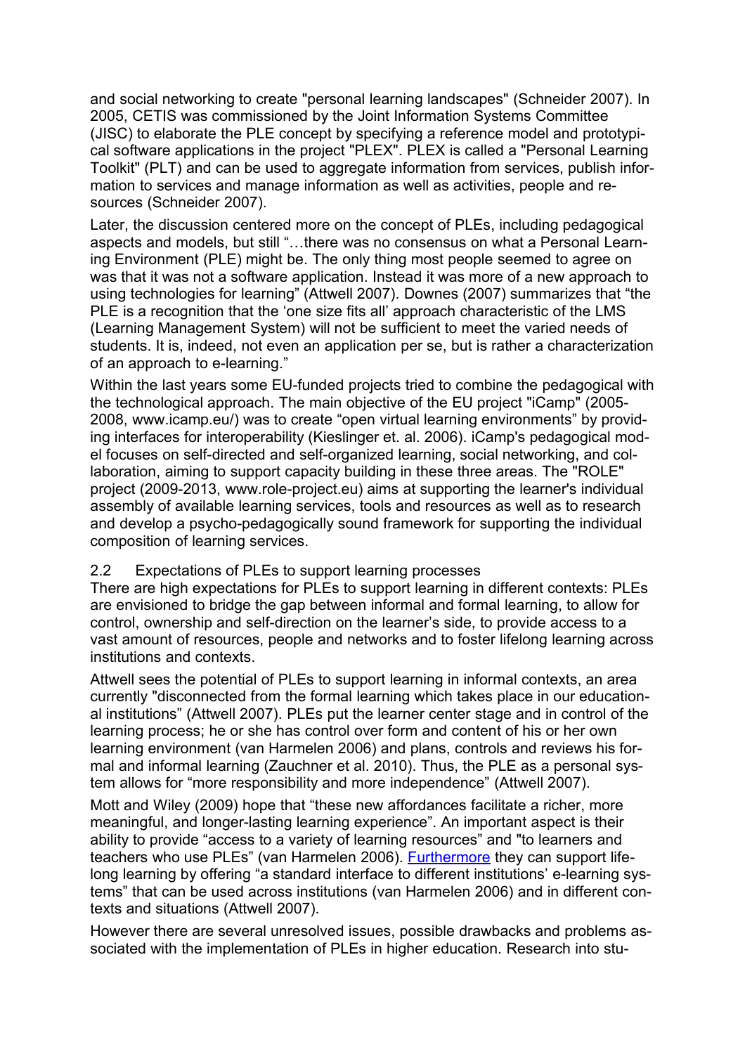and social networking to create "personal learning landscapes" (Schneider 2007). In 2005, CETIS was commissioned by the Joint Information Systems Committee (JISC) to elaborate the PLE concept by specifying a reference model and prototypical software applications in the project "PLEX". PLEX is called a "Personal Learning Toolkit" (PLT) and can be used to aggregate information from services, publish information to services and manage information as well as activities, people and resources (Schneider 2007).

Later, the discussion centered more on the concept of PLEs, including pedagogical aspects and models, but still "…there was no consensus on what a Personal Learning Environment (PLE) might be. The only thing most people seemed to agree on was that it was not a software application. Instead it was more of a new approach to using technologies for learning" (Attwell 2007). Downes (2007) summarizes that "the PLE is a recognition that the 'one size fits all' approach characteristic of the LMS (Learning Management System) will not be sufficient to meet the varied needs of students. It is, indeed, not even an application per se, but is rather a characterization of an approach to e-learning."

Within the last years some EU-funded projects tried to combine the pedagogical with the technological approach. The main objective of the EU project "iCamp" (2005-2008, www.icamp.eu/) was to create "open virtual learning environments" by providing interfaces for interoperability (Kieslinger et. al. 2006). iCamp's pedagogical model focuses on self-directed and self-organized learning, social networking, and collaboration, aiming to support capacity building in these three areas. The "ROLE" project (2009-2013, www.role-project.eu) aims at supporting the learner's individual assembly of available learning services, tools and resources as well as to research and develop a psycho-pedagogically sound framework for supporting the individual composition of learning services.

## 2.2 Expectations of PLEs to support learning processes

There are high expectations for PLEs to support learning in different contexts: PLEs are envisioned to bridge the gap between informal and formal learning, to allow for control, ownership and self-direction on the learner's side, to provide access to a vast amount of resources, people and networks and to foster lifelong learning across institutions and contexts.

Attwell sees the potential of PLEs to support learning in informal contexts, an area currently "disconnected from the formal learning which takes place in our educational institutions" (Attwell 2007). PLEs put the learner center stage and in control of the learning process; he or she has control over form and content of his or her own learning environment (van Harmelen 2006) and plans, controls and reviews his formal and informal learning (Zauchner et al. 2010). Thus, the PLE as a personal system allows for "more responsibility and more independence" (Attwell 2007).

Mott and Wiley (2009) hope that "these new affordances facilitate a richer, more meaningful, and longer-lasting learning experience". An important aspect is their ability to provide "access to a variety of learning resources" and "to learners and teachers who use PLEs" (van Harmelen 2006). Furthermore they can support lifelong learning by offering "a standard interface to different institutions' e-learning systems" that can be used across institutions (van Harmelen 2006) and in different contexts and situations (Attwell 2007).

However there are several unresolved issues, possible drawbacks and problems associated with the implementation of PLEs in higher education. Research into stu-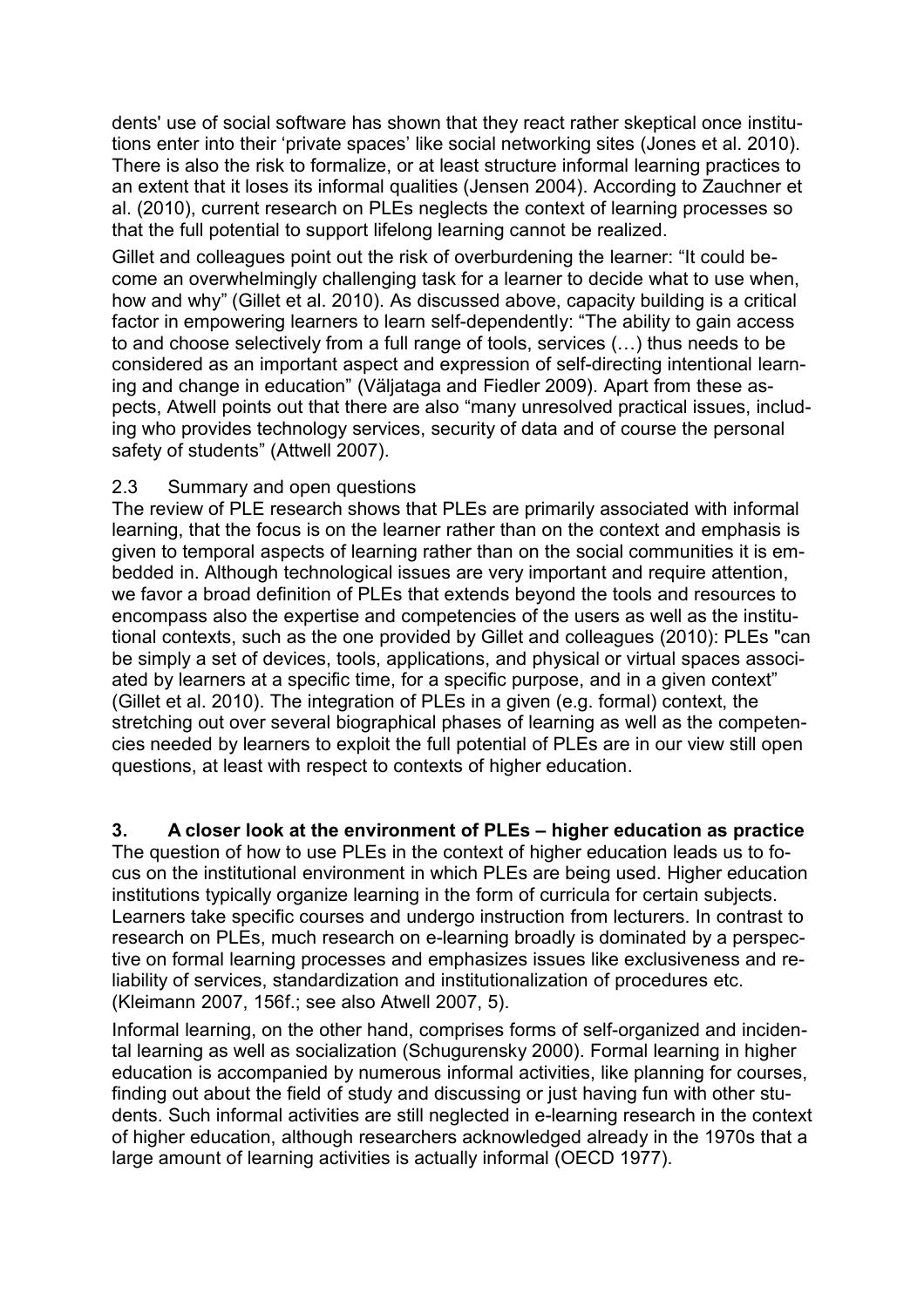dents' use of social software has shown that they react rather skeptical once institutions enter into their 'private spaces' like social networking sites (Jones et al. 2010). There is also the risk to formalize, or at least structure informal learning practices to an extent that it loses its informal qualities (Jensen 2004). According to Zauchner et al. (2010), current research on PLEs neglects the context of learning processes so that the full potential to support lifelong learning cannot be realized.

Gillet and colleagues point out the risk of overburdening the learner: "It could become an overwhelmingly challenging task for a learner to decide what to use when, how and why" (Gillet et al. 2010). As discussed above, capacity building is a critical factor in empowering learners to learn self-dependently: "The ability to gain access to and choose selectively from a full range of tools, services (…) thus needs to be considered as an important aspect and expression of self-directing intentional learning and change in education" (Väljataga and Fiedler 2009). Apart from these aspects, Atwell points out that there are also "many unresolved practical issues, including who provides technology services, security of data and of course the personal safety of students" (Attwell 2007).

### 2.3 Summary and open questions

The review of PLE research shows that PLEs are primarily associated with informal learning, that the focus is on the learner rather than on the context and emphasis is given to temporal aspects of learning rather than on the social communities it is embedded in. Although technological issues are very important and require attention, we favor a broad definition of PLEs that extends beyond the tools and resources to encompass also the expertise and competencies of the users as well as the institutional contexts, such as the one provided by Gillet and colleagues (2010): PLEs "can be simply a set of devices, tools, applications, and physical or virtual spaces associated by learners at a specific time, for a specific purpose, and in a given context" (Gillet et al. 2010). The integration of PLEs in a given (e.g. formal) context, the stretching out over several biographical phases of learning as well as the competencies needed by learners to exploit the full potential of PLEs are in our view still open questions, at least with respect to contexts of higher education.

## 3. A closer look at the environment of PLEs – higher education as practice

The question of how to use PLEs in the context of higher education leads us to focus on the institutional environment in which PLEs are being used. Higher education institutions typically organize learning in the form of curricula for certain subjects. Learners take specific courses and undergo instruction from lecturers. In contrast to research on PLEs, much research on e-learning broadly is dominated by a perspective on formal learning processes and emphasizes issues like exclusiveness and reliability of services, standardization and institutionalization of procedures etc. (Kleimann 2007, 156f.; see also Atwell 2007, 5).

Informal learning, on the other hand, comprises forms of self-organized and incidental learning as well as socialization (Schugurensky 2000). Formal learning in higher education is accompanied by numerous informal activities, like planning for courses, finding out about the field of study and discussing or just having fun with other students. Such informal activities are still neglected in e-learning research in the context of higher education, although researchers acknowledged already in the 1970s that a large amount of learning activities is actually informal (OECD 1977).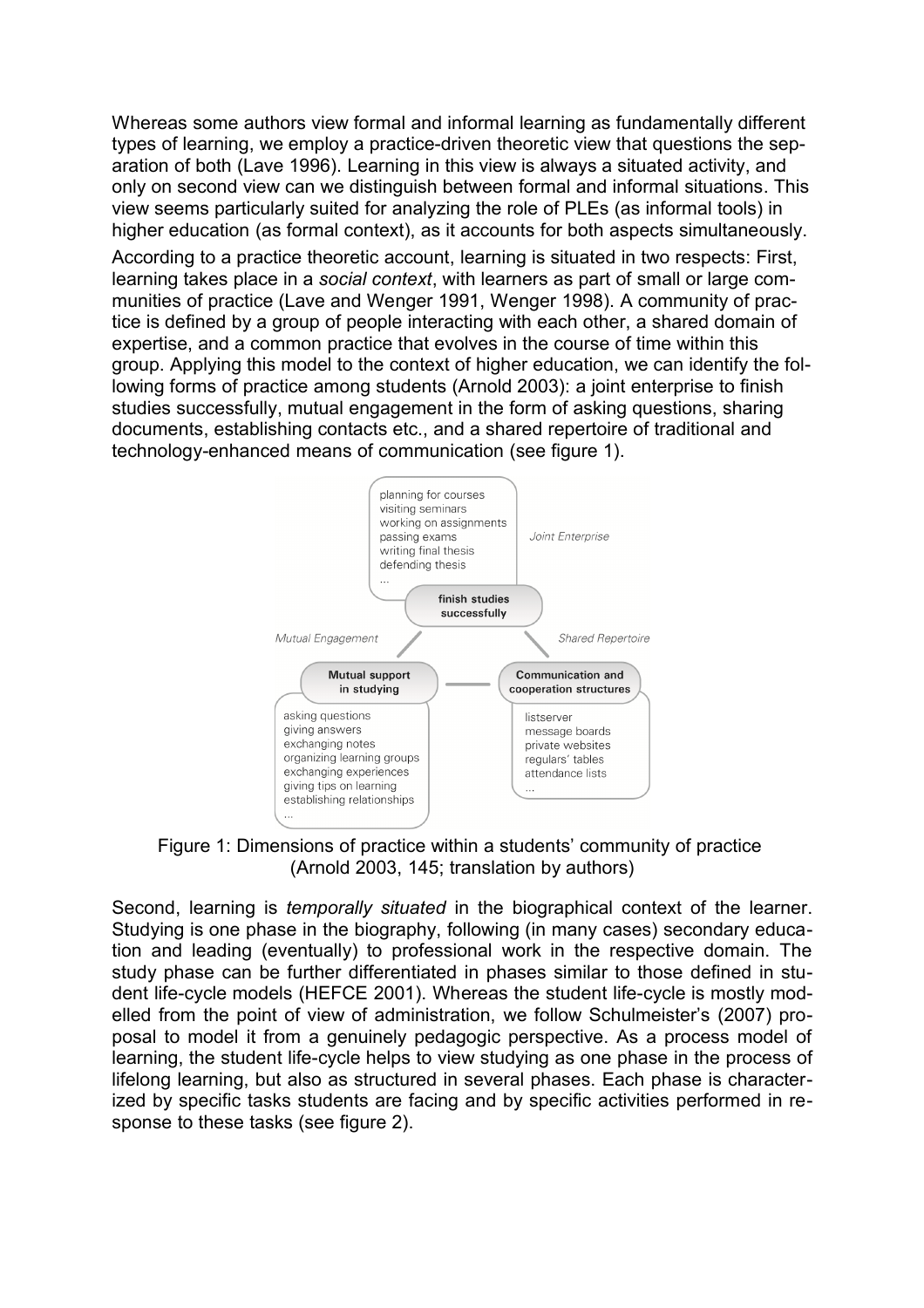Whereas some authors view formal and informal learning as fundamentally different types of learning, we employ a practice-driven theoretic view that questions the separation of both (Lave 1996). Learning in this view is always a situated activity, and only on second view can we distinguish between formal and informal situations. This view seems particularly suited for analyzing the role of PLEs (as informal tools) in higher education (as formal context), as it accounts for both aspects simultaneously.

According to a practice theoretic account, learning is situated in two respects: First, learning takes place in a *social context*, with learners as part of small or large communities of practice (Lave and Wenger 1991, Wenger 1998). A community of practice is defined by a group of people interacting with each other, a shared domain of expertise, and a common practice that evolves in the course of time within this group. Applying this model to the context of higher education, we can identify the following forms of practice among students (Arnold 2003): a joint enterprise to finish studies successfully, mutual engagement in the form of asking questions, sharing documents, establishing contacts etc., and a shared repertoire of traditional and technology-enhanced means of communication (see figure 1).

Figure 1: Dimensions of practice within a students' community of practice (Arnold 2003, 145; translation by authors)

Second, learning is *temporally situated* in the biographical context of the learner. Studying is one phase in the biography, following (in many cases) secondary education and leading (eventually) to professional work in the respective domain. The study phase can be further differentiated in phases similar to those defined in student life-cycle models (HEFCE 2001). Whereas the student life-cycle is mostly modelled from the point of view of administration, we follow Schulmeister's (2007) proposal to model it from a genuinely pedagogic perspective. As a process model of learning, the student life-cycle helps to view studying as one phase in the process of lifelong learning, but also as structured in several phases. Each phase is characterized by specific tasks students are facing and by specific activities performed in response to these tasks (see figure 2).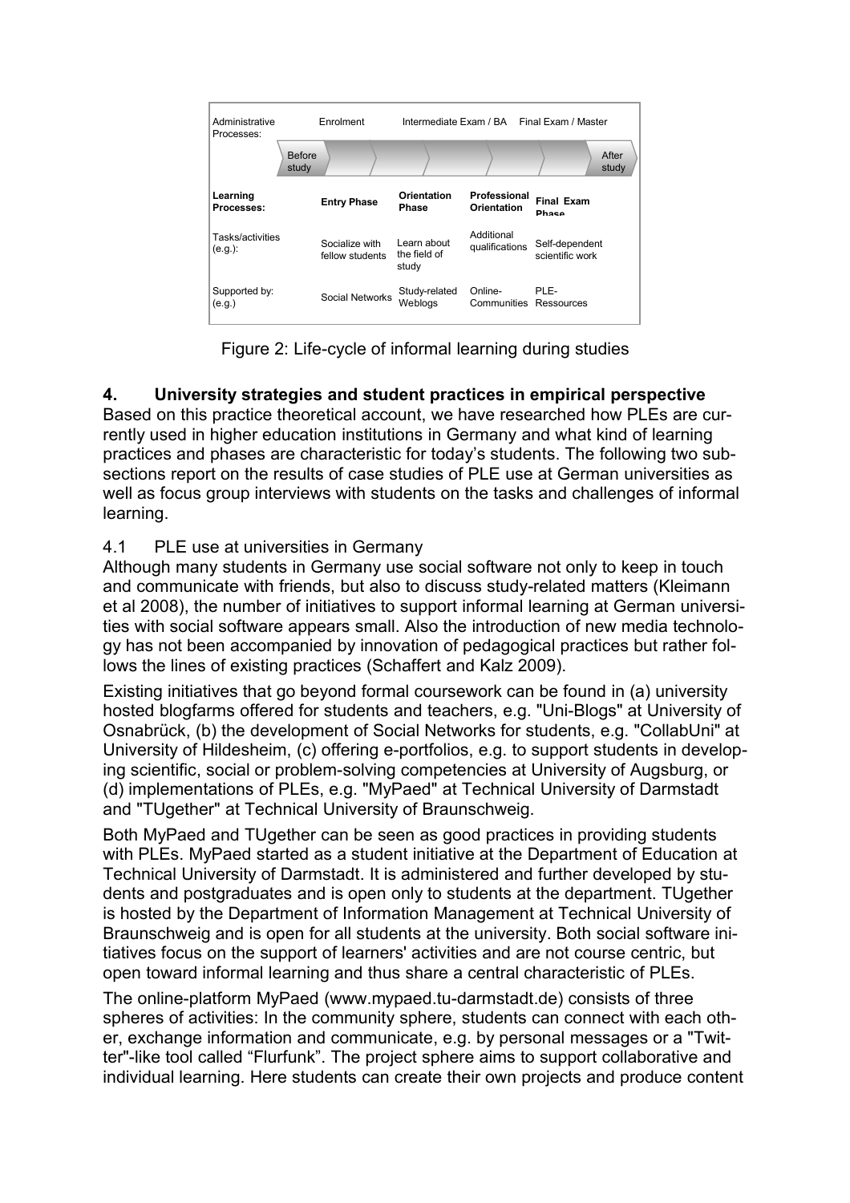| Administrative Processes: | Enrolment | Intermediate Exam / BA | | Final Exam / Master |
|---|---|---|---|---|
| | Before study | | | After study |
| **Learning Processes:** | **Entry Phase** | **Orientation Phase** | **Professional Orientation** | **Final Exam Phase** |
| Tasks/activities (e.g.): | Socialize with fellow students | Learn about the field of study | Additional qualifications | Self-dependent scientific work |
| Supported by: (e.g.) | Social Networks | Study-related Weblogs | Online-Communities | PLE-Ressources |

Figure 2: Life-cycle of informal learning during studies

## 4. University strategies and student practices in empirical perspective

Based on this practice theoretical account, we have researched how PLEs are currently used in higher education institutions in Germany and what kind of learning practices and phases are characteristic for today's students. The following two subsections report on the results of case studies of PLE use at German universities as well as focus group interviews with students on the tasks and challenges of informal learning.

### 4.1 PLE use at universities in Germany

Although many students in Germany use social software not only to keep in touch and communicate with friends, but also to discuss study-related matters (Kleimann et al 2008), the number of initiatives to support informal learning at German universities with social software appears small. Also the introduction of new media technology has not been accompanied by innovation of pedagogical practices but rather follows the lines of existing practices (Schaffert and Kalz 2009).

Existing initiatives that go beyond formal coursework can be found in (a) university hosted blogfarms offered for students and teachers, e.g. "Uni-Blogs" at University of Osnabrück, (b) the development of Social Networks for students, e.g. "CollabUni" at University of Hildesheim, (c) offering e-portfolios, e.g. to support students in developing scientific, social or problem-solving competencies at University of Augsburg, or (d) implementations of PLEs, e.g. "MyPaed" at Technical University of Darmstadt and "TUgether" at Technical University of Braunschweig.

Both MyPaed and TUgether can be seen as good practices in providing students with PLEs. MyPaed started as a student initiative at the Department of Education at Technical University of Darmstadt. It is administered and further developed by students and postgraduates and is open only to students at the department. TUgether is hosted by the Department of Information Management at Technical University of Braunschweig and is open for all students at the university. Both social software initiatives focus on the support of learners' activities and are not course centric, but open toward informal learning and thus share a central characteristic of PLEs.

The online-platform MyPaed (www.mypaed.tu-darmstadt.de) consists of three spheres of activities: In the community sphere, students can connect with each other, exchange information and communicate, e.g. by personal messages or a "Twitter"-like tool called "Flurfunk". The project sphere aims to support collaborative and individual learning. Here students can create their own projects and produce content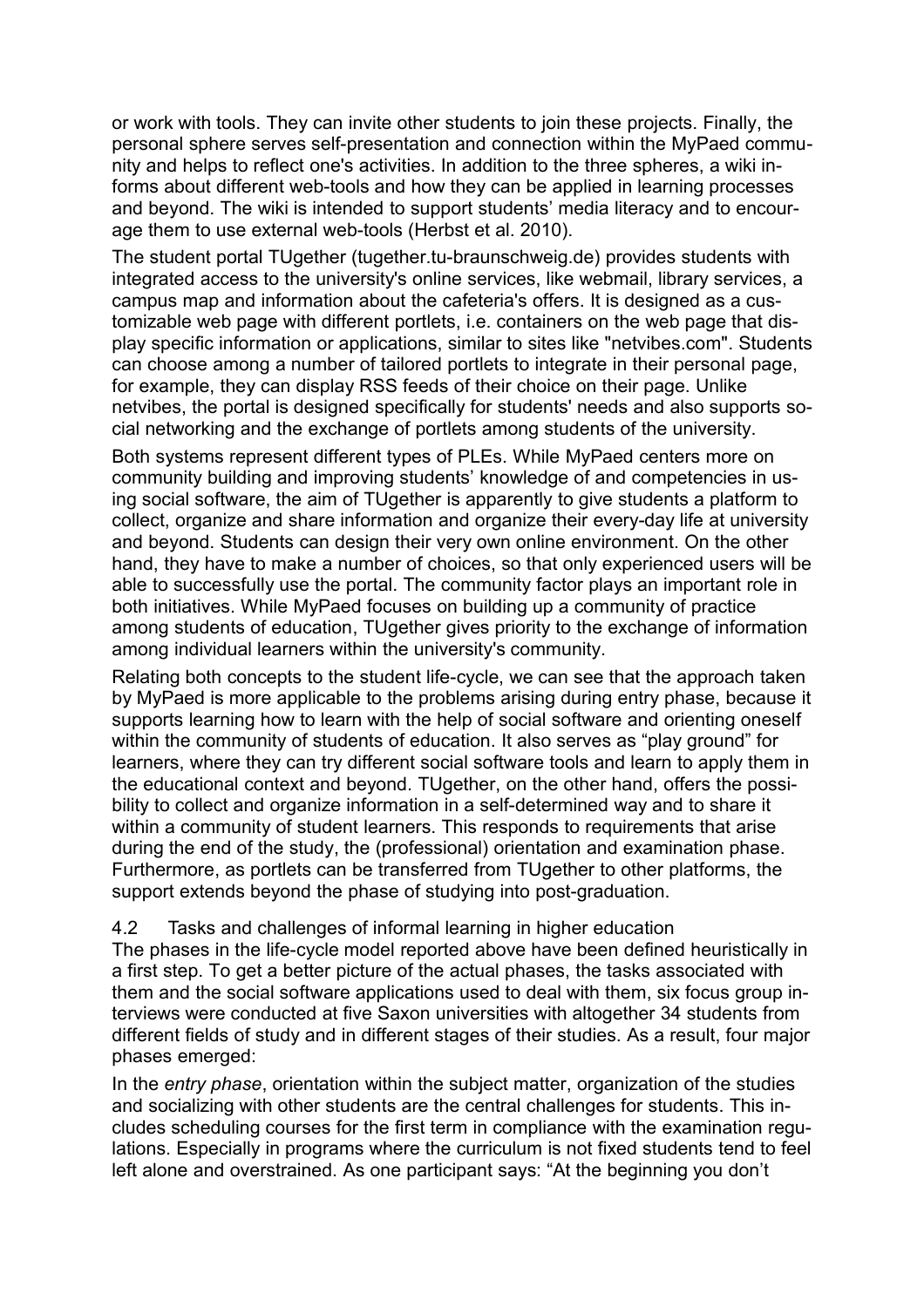or work with tools. They can invite other students to join these projects. Finally, the personal sphere serves self-presentation and connection within the MyPaed community and helps to reflect one's activities. In addition to the three spheres, a wiki informs about different web-tools and how they can be applied in learning processes and beyond. The wiki is intended to support students' media literacy and to encourage them to use external web-tools (Herbst et al. 2010).

The student portal TUgether (tugether.tu-braunschweig.de) provides students with integrated access to the university's online services, like webmail, library services, a campus map and information about the cafeteria's offers. It is designed as a customizable web page with different portlets, i.e. containers on the web page that display specific information or applications, similar to sites like "netvibes.com". Students can choose among a number of tailored portlets to integrate in their personal page, for example, they can display RSS feeds of their choice on their page. Unlike netvibes, the portal is designed specifically for students' needs and also supports social networking and the exchange of portlets among students of the university.

Both systems represent different types of PLEs. While MyPaed centers more on community building and improving students' knowledge of and competencies in using social software, the aim of TUgether is apparently to give students a platform to collect, organize and share information and organize their every-day life at university and beyond. Students can design their very own online environment. On the other hand, they have to make a number of choices, so that only experienced users will be able to successfully use the portal. The community factor plays an important role in both initiatives. While MyPaed focuses on building up a community of practice among students of education, TUgether gives priority to the exchange of information among individual learners within the university's community.

Relating both concepts to the student life-cycle, we can see that the approach taken by MyPaed is more applicable to the problems arising during entry phase, because it supports learning how to learn with the help of social software and orienting oneself within the community of students of education. It also serves as "play ground" for learners, where they can try different social software tools and learn to apply them in the educational context and beyond. TUgether, on the other hand, offers the possibility to collect and organize information in a self-determined way and to share it within a community of student learners. This responds to requirements that arise during the end of the study, the (professional) orientation and examination phase. Furthermore, as portlets can be transferred from TUgether to other platforms, the support extends beyond the phase of studying into post-graduation.

## 4.2 Tasks and challenges of informal learning in higher education

The phases in the life-cycle model reported above have been defined heuristically in a first step. To get a better picture of the actual phases, the tasks associated with them and the social software applications used to deal with them, six focus group interviews were conducted at five Saxon universities with altogether 34 students from different fields of study and in different stages of their studies. As a result, four major phases emerged:

In the *entry phase*, orientation within the subject matter, organization of the studies and socializing with other students are the central challenges for students. This includes scheduling courses for the first term in compliance with the examination regulations. Especially in programs where the curriculum is not fixed students tend to feel left alone and overstrained. As one participant says: "At the beginning you don't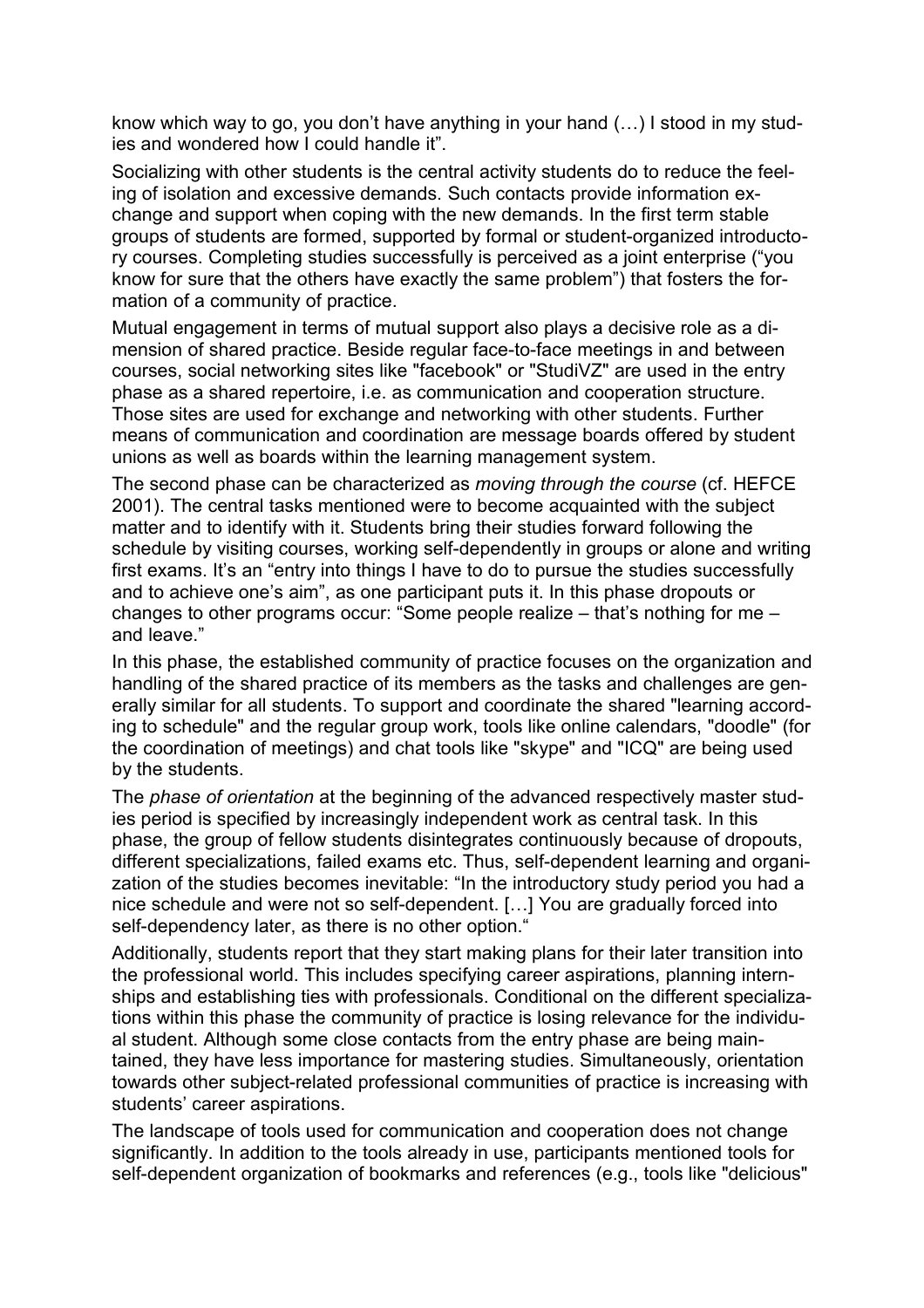know which way to go, you don't have anything in your hand (…) I stood in my studies and wondered how I could handle it".

Socializing with other students is the central activity students do to reduce the feeling of isolation and excessive demands. Such contacts provide information exchange and support when coping with the new demands. In the first term stable groups of students are formed, supported by formal or student-organized introductory courses. Completing studies successfully is perceived as a joint enterprise ("you know for sure that the others have exactly the same problem") that fosters the formation of a community of practice.

Mutual engagement in terms of mutual support also plays a decisive role as a dimension of shared practice. Beside regular face-to-face meetings in and between courses, social networking sites like "facebook" or "StudiVZ" are used in the entry phase as a shared repertoire, i.e. as communication and cooperation structure. Those sites are used for exchange and networking with other students. Further means of communication and coordination are message boards offered by student unions as well as boards within the learning management system.

The second phase can be characterized as *moving through the course* (cf. HEFCE 2001). The central tasks mentioned were to become acquainted with the subject matter and to identify with it. Students bring their studies forward following the schedule by visiting courses, working self-dependently in groups or alone and writing first exams. It's an "entry into things I have to do to pursue the studies successfully and to achieve one's aim", as one participant puts it. In this phase dropouts or changes to other programs occur: "Some people realize – that's nothing for me – and leave."

In this phase, the established community of practice focuses on the organization and handling of the shared practice of its members as the tasks and challenges are generally similar for all students. To support and coordinate the shared "learning according to schedule" and the regular group work, tools like online calendars, "doodle" (for the coordination of meetings) and chat tools like "skype" and "ICQ" are being used by the students.

The *phase of orientation* at the beginning of the advanced respectively master studies period is specified by increasingly independent work as central task. In this phase, the group of fellow students disintegrates continuously because of dropouts, different specializations, failed exams etc. Thus, self-dependent learning and organization of the studies becomes inevitable: "In the introductory study period you had a nice schedule and were not so self-dependent. […] You are gradually forced into self-dependency later, as there is no other option."

Additionally, students report that they start making plans for their later transition into the professional world. This includes specifying career aspirations, planning internships and establishing ties with professionals. Conditional on the different specializations within this phase the community of practice is losing relevance for the individual student. Although some close contacts from the entry phase are being maintained, they have less importance for mastering studies. Simultaneously, orientation towards other subject-related professional communities of practice is increasing with students' career aspirations.

The landscape of tools used for communication and cooperation does not change significantly. In addition to the tools already in use, participants mentioned tools for self-dependent organization of bookmarks and references (e.g., tools like "delicious"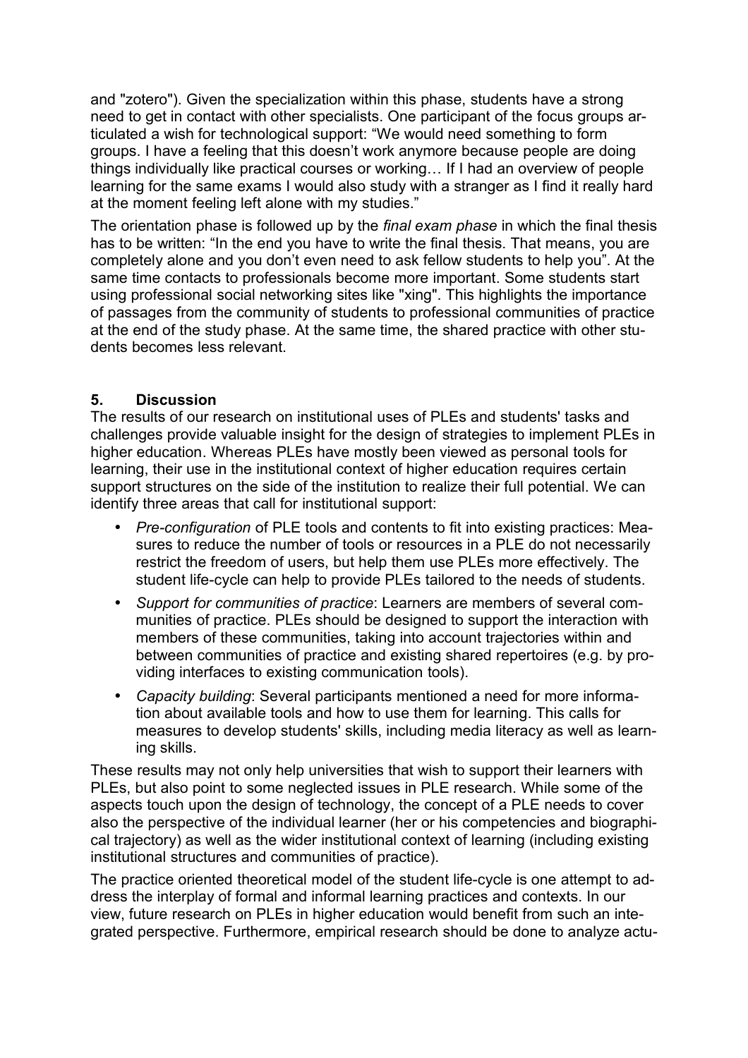and "zotero"). Given the specialization within this phase, students have a strong need to get in contact with other specialists. One participant of the focus groups articulated a wish for technological support: "We would need something to form groups. I have a feeling that this doesn't work anymore because people are doing things individually like practical courses or working… If I had an overview of people learning for the same exams I would also study with a stranger as I find it really hard at the moment feeling left alone with my studies."

The orientation phase is followed up by the *final exam phase* in which the final thesis has to be written: "In the end you have to write the final thesis. That means, you are completely alone and you don't even need to ask fellow students to help you". At the same time contacts to professionals become more important. Some students start using professional social networking sites like "xing". This highlights the importance of passages from the community of students to professional communities of practice at the end of the study phase. At the same time, the shared practice with other students becomes less relevant.

## 5. Discussion

The results of our research on institutional uses of PLEs and students' tasks and challenges provide valuable insight for the design of strategies to implement PLEs in higher education. Whereas PLEs have mostly been viewed as personal tools for learning, their use in the institutional context of higher education requires certain support structures on the side of the institution to realize their full potential. We can identify three areas that call for institutional support:

- *Pre-configuration* of PLE tools and contents to fit into existing practices: Measures to reduce the number of tools or resources in a PLE do not necessarily restrict the freedom of users, but help them use PLEs more effectively. The student life-cycle can help to provide PLEs tailored to the needs of students.
- *Support for communities of practice*: Learners are members of several communities of practice. PLEs should be designed to support the interaction with members of these communities, taking into account trajectories within and between communities of practice and existing shared repertoires (e.g. by providing interfaces to existing communication tools).
- *Capacity building*: Several participants mentioned a need for more information about available tools and how to use them for learning. This calls for measures to develop students' skills, including media literacy as well as learning skills.

These results may not only help universities that wish to support their learners with PLEs, but also point to some neglected issues in PLE research. While some of the aspects touch upon the design of technology, the concept of a PLE needs to cover also the perspective of the individual learner (her or his competencies and biographical trajectory) as well as the wider institutional context of learning (including existing institutional structures and communities of practice).

The practice oriented theoretical model of the student life-cycle is one attempt to address the interplay of formal and informal learning practices and contexts. In our view, future research on PLEs in higher education would benefit from such an integrated perspective. Furthermore, empirical research should be done to analyze actu-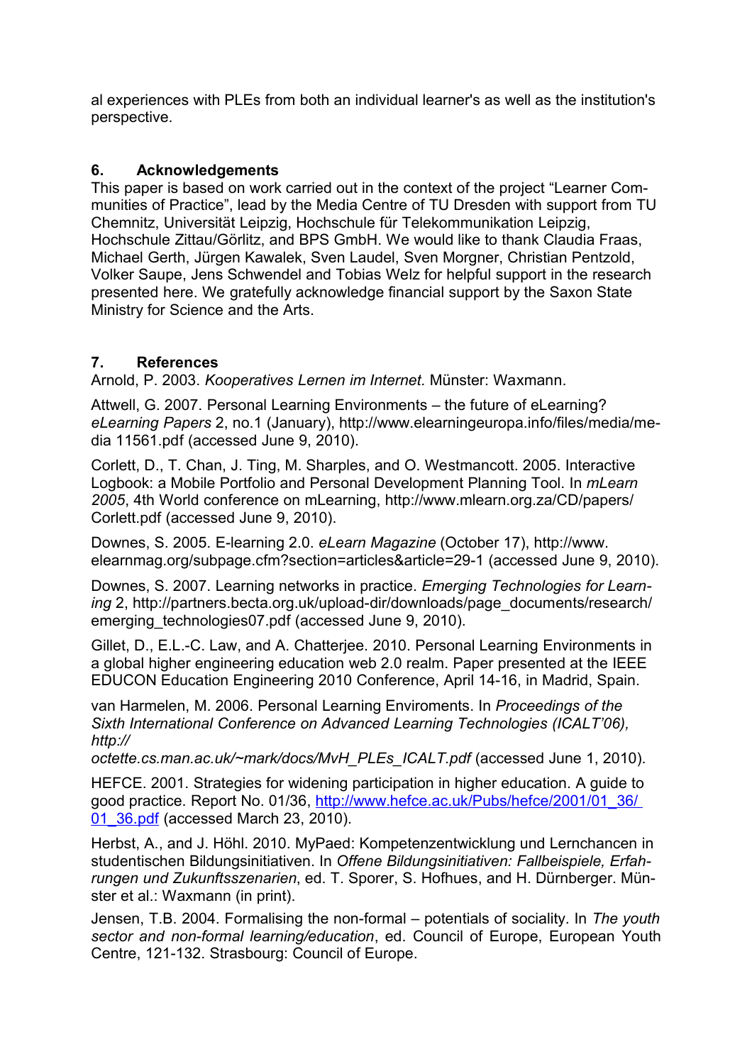al experiences with PLEs from both an individual learner's as well as the institution's perspective.

## 6. Acknowledgements

This paper is based on work carried out in the context of the project "Learner Communities of Practice", lead by the Media Centre of TU Dresden with support from TU Chemnitz, Universität Leipzig, Hochschule für Telekommunikation Leipzig, Hochschule Zittau/Görlitz, and BPS GmbH. We would like to thank Claudia Fraas, Michael Gerth, Jürgen Kawalek, Sven Laudel, Sven Morgner, Christian Pentzold, Volker Saupe, Jens Schwendel and Tobias Welz for helpful support in the research presented here. We gratefully acknowledge financial support by the Saxon State Ministry for Science and the Arts.

## 7. References

Arnold, P. 2003. *Kooperatives Lernen im Internet*. Münster: Waxmann.

Attwell, G. 2007. Personal Learning Environments – the future of eLearning? *eLearning Papers* 2, no.1 (January), http://www.elearningeuropa.info/files/media/media 11561.pdf (accessed June 9, 2010).

Corlett, D., T. Chan, J. Ting, M. Sharples, and O. Westmancott. 2005. Interactive Logbook: a Mobile Portfolio and Personal Development Planning Tool. In *mLearn 2005*, 4th World conference on mLearning, http://www.mlearn.org.za/CD/papers/Corlett.pdf (accessed June 9, 2010).

Downes, S. 2005. E-learning 2.0. *eLearn Magazine* (October 17), http://www.elearnmag.org/subpage.cfm?section=articles&article=29-1 (accessed June 9, 2010).

Downes, S. 2007. Learning networks in practice. *Emerging Technologies for Learning* 2, http://partners.becta.org.uk/upload-dir/downloads/page_documents/research/emerging_technologies07.pdf (accessed June 9, 2010).

Gillet, D., E.L.-C. Law, and A. Chatterjee. 2010. Personal Learning Environments in a global higher engineering education web 2.0 realm. Paper presented at the IEEE EDUCON Education Engineering 2010 Conference, April 14-16, in Madrid, Spain.

van Harmelen, M. 2006. Personal Learning Enviroments. In *Proceedings of the Sixth International Conference on Advanced Learning Technologies (ICALT'06), http://octette.cs.man.ac.uk/~mark/docs/MvH_PLEs_ICALT.pdf* (accessed June 1, 2010).

HEFCE. 2001. Strategies for widening participation in higher education. A guide to good practice. Report No. 01/36, http://www.hefce.ac.uk/Pubs/hefce/2001/01_36/01_36.pdf (accessed March 23, 2010).

Herbst, A., and J. Höhl. 2010. MyPaed: Kompetenzentwicklung und Lernchancen in studentischen Bildungsinitiativen. In *Offene Bildungsinitiativen: Fallbeispiele, Erfahrungen und Zukunftsszenarien*, ed. T. Sporer, S. Hofhues, and H. Dürnberger. Münster et al.: Waxmann (in print).

Jensen, T.B. 2004. Formalising the non-formal – potentials of sociality. In *The youth sector and non-formal learning/education*, ed. Council of Europe, European Youth Centre, 121-132. Strasbourg: Council of Europe.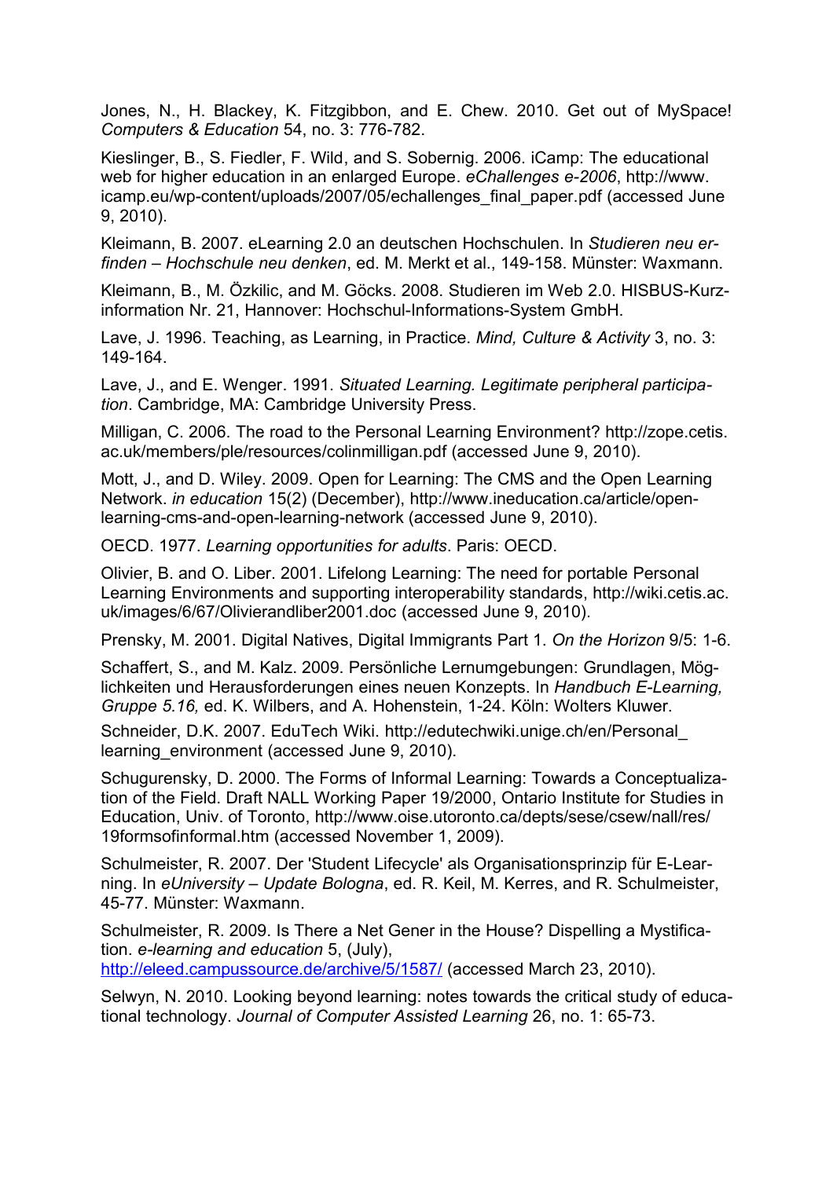Jones, N., H. Blackey, K. Fitzgibbon, and E. Chew. 2010. Get out of MySpace! *Computers & Education* 54, no. 3: 776-782.

Kieslinger, B., S. Fiedler, F. Wild, and S. Sobernig. 2006. iCamp: The educational web for higher education in an enlarged Europe. *eChallenges e-2006*, http://www.icamp.eu/wp-content/uploads/2007/05/echallenges_final_paper.pdf (accessed June 9, 2010).

Kleimann, B. 2007. eLearning 2.0 an deutschen Hochschulen. In *Studieren neu erfinden – Hochschule neu denken*, ed. M. Merkt et al., 149-158. Münster: Waxmann.

Kleimann, B., M. Özkilic, and M. Göcks. 2008. Studieren im Web 2.0. HISBUS-Kurzinformation Nr. 21, Hannover: Hochschul-Informations-System GmbH.

Lave, J. 1996. Teaching, as Learning, in Practice. *Mind, Culture & Activity* 3, no. 3: 149-164.

Lave, J., and E. Wenger. 1991. *Situated Learning. Legitimate peripheral participation*. Cambridge, MA: Cambridge University Press.

Milligan, C. 2006. The road to the Personal Learning Environment? http://zope.cetis.ac.uk/members/ple/resources/colinmilligan.pdf (accessed June 9, 2010).

Mott, J., and D. Wiley. 2009. Open for Learning: The CMS and the Open Learning Network. *in education* 15(2) (December), http://www.ineducation.ca/article/open-learning-cms-and-open-learning-network (accessed June 9, 2010).

OECD. 1977. *Learning opportunities for adults*. Paris: OECD.

Olivier, B. and O. Liber. 2001. Lifelong Learning: The need for portable Personal Learning Environments and supporting interoperability standards, http://wiki.cetis.ac.uk/images/6/67/Olivierandliber2001.doc (accessed June 9, 2010).

Prensky, M. 2001. Digital Natives, Digital Immigrants Part 1. *On the Horizon* 9/5: 1-6.

Schaffert, S., and M. Kalz. 2009. Persönliche Lernumgebungen: Grundlagen, Möglichkeiten und Herausforderungen eines neuen Konzepts. In *Handbuch E-Learning, Gruppe 5.16,* ed. K. Wilbers, and A. Hohenstein, 1-24. Köln: Wolters Kluwer.

Schneider, D.K. 2007. EduTech Wiki. http://edutechwiki.unige.ch/en/Personal_learning_environment (accessed June 9, 2010).

Schugurensky, D. 2000. The Forms of Informal Learning: Towards a Conceptualization of the Field. Draft NALL Working Paper 19/2000, Ontario Institute for Studies in Education, Univ. of Toronto, http://www.oise.utoronto.ca/depts/sese/csew/nall/res/19formsofinformal.htm (accessed November 1, 2009).

Schulmeister, R. 2007. Der 'Student Lifecycle' als Organisationsprinzip für E-Learning. In *eUniversity – Update Bologna*, ed. R. Keil, M. Kerres, and R. Schulmeister, 45-77. Münster: Waxmann.

Schulmeister, R. 2009. Is There a Net Gener in the House? Dispelling a Mystification. *e-learning and education* 5, (July), http://eleed.campussource.de/archive/5/1587/ (accessed March 23, 2010).

Selwyn, N. 2010. Looking beyond learning: notes towards the critical study of educational technology. *Journal of Computer Assisted Learning* 26, no. 1: 65-73.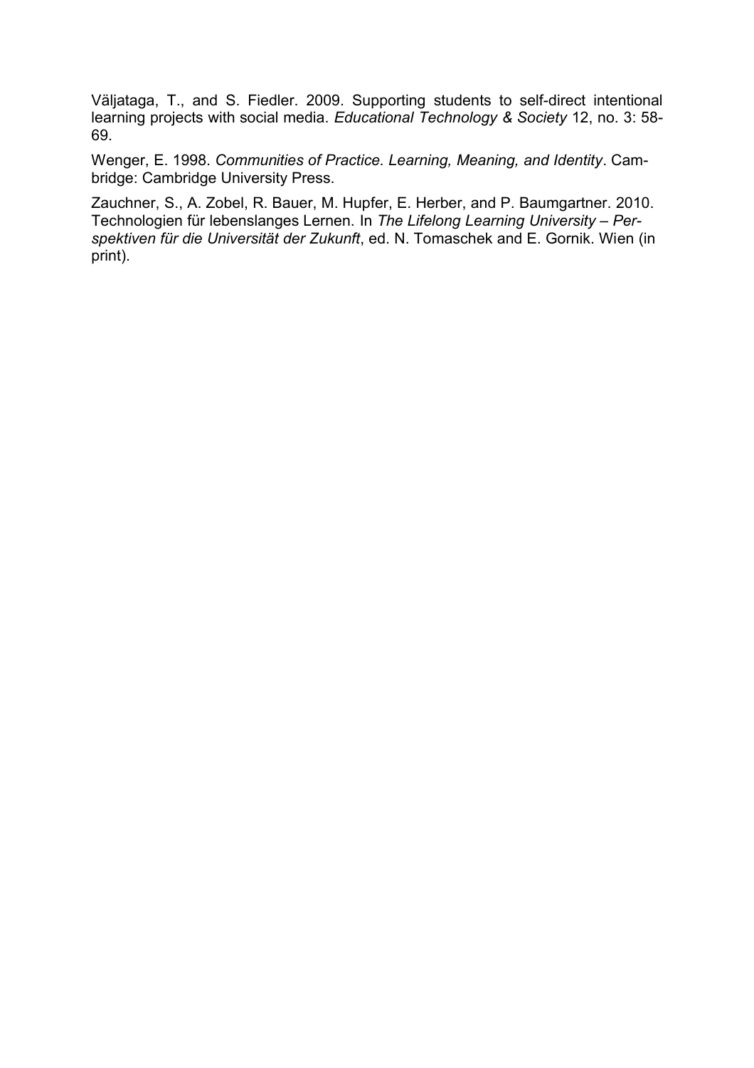Väljataga, T., and S. Fiedler. 2009. Supporting students to self-direct intentional learning projects with social media. *Educational Technology & Society* 12, no. 3: 58-69.

Wenger, E. 1998. *Communities of Practice. Learning, Meaning, and Identity*. Cambridge: Cambridge University Press.

Zauchner, S., A. Zobel, R. Bauer, M. Hupfer, E. Herber, and P. Baumgartner. 2010. Technologien für lebenslanges Lernen. In *The Lifelong Learning University – Perspektiven für die Universität der Zukunft*, ed. N. Tomaschek and E. Gornik. Wien (in print).